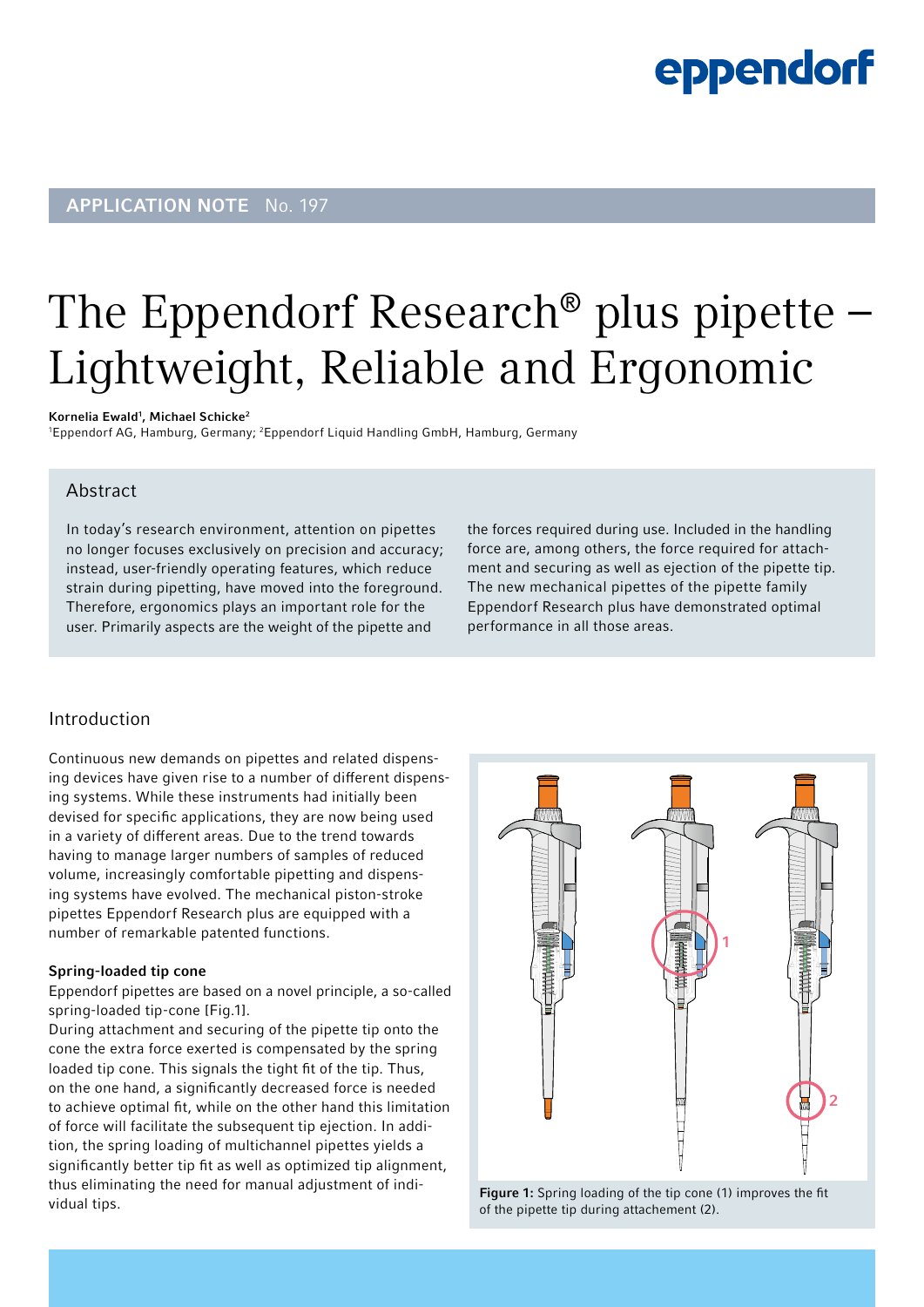APPLICATION NOTE No. 197

# The Eppendorf Research® plus pipette – Lightweight, Reliable and Ergonomic

**Kornelia Ewald[1], Michael Schicke[2]**

[1]Eppendorf AG, Hamburg, Germany; [2]Eppendorf Liquid Handling GmbH, Hamburg, Germany

## Abstract

In today's research environment, attention on pipettes no longer focuses exclusively on precision and accuracy; instead, user-friendly operating features, which reduce strain during pipetting, have moved into the foreground. Therefore, ergonomics plays an important role for the user. Primarily aspects are the weight of the pipette and the forces required during use. Included in the handling force are, among others, the force required for attachment and securing as well as ejection of the pipette tip. The new mechanical pipettes of the pipette family Eppendorf Research plus have demonstrated optimal performance in all those areas.

## Introduction

Continuous new demands on pipettes and related dispensing devices have given rise to a number of different dispensing systems. While these instruments had initially been devised for specific applications, they are now being used in a variety of different areas. Due to the trend towards having to manage larger numbers of samples of reduced volume, increasingly comfortable pipetting and dispensing systems have evolved. The mechanical piston-stroke pipettes Eppendorf Research plus are equipped with a number of remarkable patented functions.

### Spring-loaded tip cone

Eppendorf pipettes are based on a novel principle, a so-called spring-loaded tip-cone [Fig.1].

During attachment and securing of the pipette tip onto the cone the extra force exerted is compensated by the spring loaded tip cone. This signals the tight fit of the tip. Thus, on the one hand, a significantly decreased force is needed to achieve optimal fit, while on the other hand this limitation of force will facilitate the subsequent tip ejection. In addition, the spring loading of multichannel pipettes yields a significantly better tip fit as well as optimized tip alignment, thus eliminating the need for manual adjustment of individual tips.

**Figure 1:** Spring loading of the tip cone (1) improves the fit of the pipette tip during attachement (2).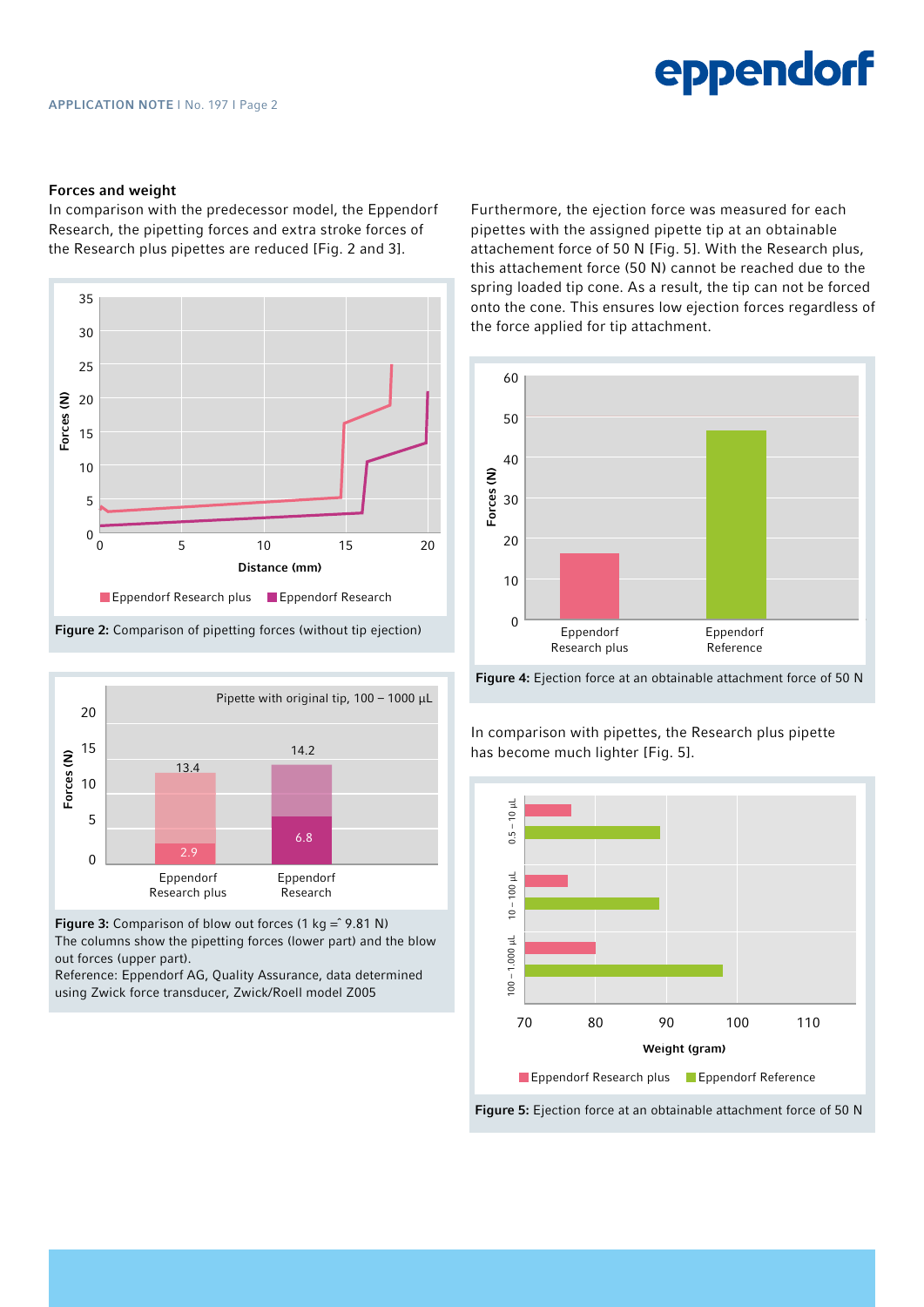### Forces and weight

In comparison with the predecessor model, the Eppendorf Research, the pipetting forces and extra stroke forces of the Research plus pipettes are reduced [Fig. 2 and 3].

**Figure 2:** Comparison of pipetting forces (without tip ejection)

**Figure 3:** Comparison of blow out forces (1 kg ≙ 9.81 N)
The columns show the pipetting forces (lower part) and the blow out forces (upper part).
Reference: Eppendorf AG, Quality Assurance, data determined using Zwick force transducer, Zwick/Roell model Z005

Furthermore, the ejection force was measured for each pipettes with the assigned pipette tip at an obtainable attachement force of 50 N [Fig. 5]. With the Research plus, this attachement force (50 N) cannot be reached due to the spring loaded tip cone. As a result, the tip can not be forced onto the cone. This ensures low ejection forces regardless of the force applied for tip attachment.

**Figure 4:** Ejection force at an obtainable attachment force of 50 N

In comparison with pipettes, the Research plus pipette has become much lighter [Fig. 5].

**Figure 5:** Ejection force at an obtainable attachment force of 50 N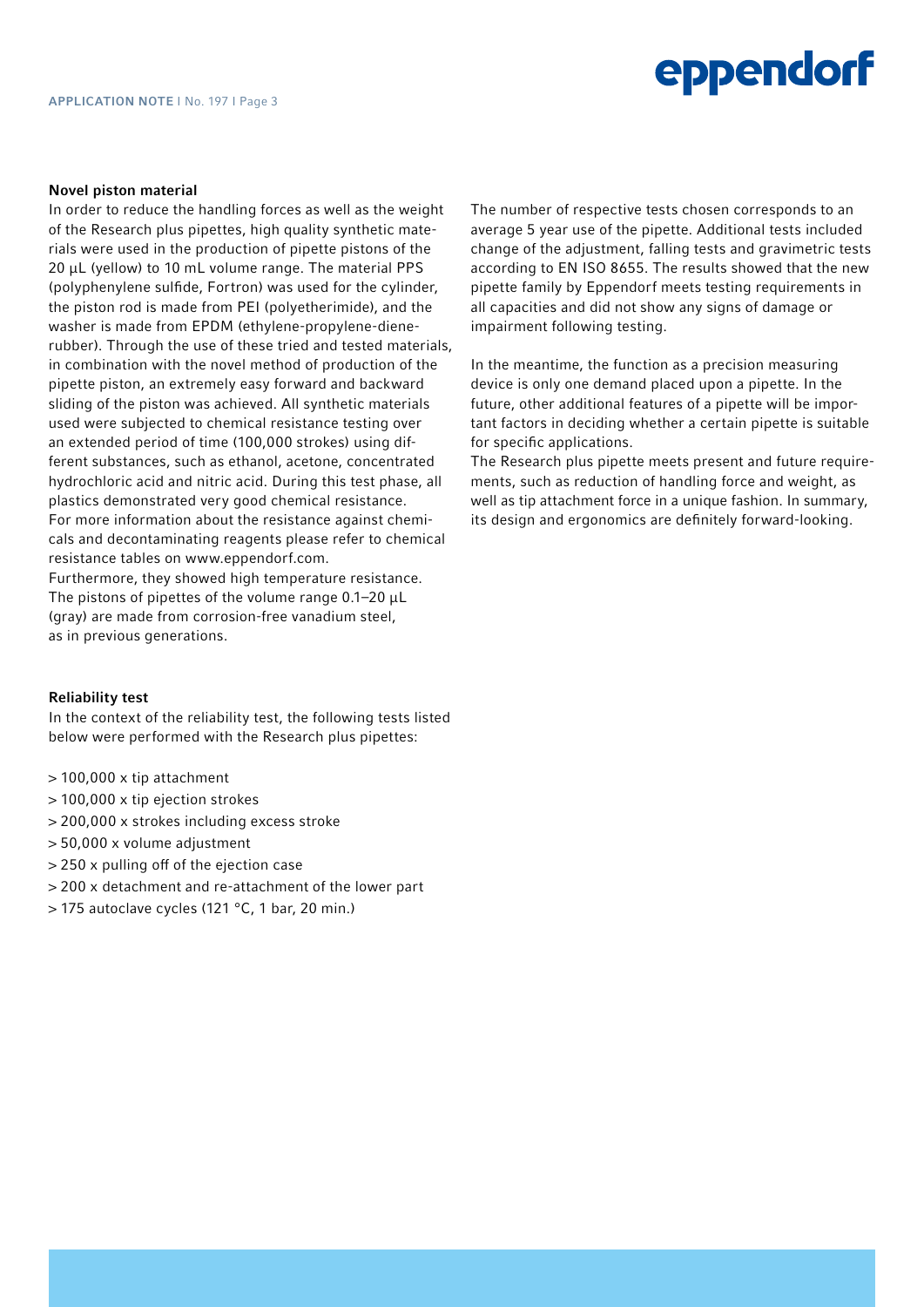### Novel piston material

In order to reduce the handling forces as well as the weight of the Research plus pipettes, high quality synthetic materials were used in the production of pipette pistons of the 20 µL (yellow) to 10 mL volume range. The material PPS (polyphenylene sulfide, Fortron) was used for the cylinder, the piston rod is made from PEI (polyetherimide), and the washer is made from EPDM (ethylene-propylene-diene-rubber). Through the use of these tried and tested materials, in combination with the novel method of production of the pipette piston, an extremely easy forward and backward sliding of the piston was achieved. All synthetic materials used were subjected to chemical resistance testing over an extended period of time (100,000 strokes) using different substances, such as ethanol, acetone, concentrated hydrochloric acid and nitric acid. During this test phase, all plastics demonstrated very good chemical resistance. For more information about the resistance against chemicals and decontaminating reagents please refer to chemical resistance tables on www.eppendorf.com.
Furthermore, they showed high temperature resistance. The pistons of pipettes of the volume range 0.1–20 µL (gray) are made from corrosion-free vanadium steel, as in previous generations.

### Reliability test

In the context of the reliability test, the following tests listed below were performed with the Research plus pipettes:

- 100,000 x tip attachment
- 100,000 x tip ejection strokes
- 200,000 x strokes including excess stroke
- 50,000 x volume adjustment
- 250 x pulling off of the ejection case
- 200 x detachment and re-attachment of the lower part
- 175 autoclave cycles (121 °C, 1 bar, 20 min.)

The number of respective tests chosen corresponds to an average 5 year use of the pipette. Additional tests included change of the adjustment, falling tests and gravimetric tests according to EN ISO 8655. The results showed that the new pipette family by Eppendorf meets testing requirements in all capacities and did not show any signs of damage or impairment following testing.

In the meantime, the function as a precision measuring device is only one demand placed upon a pipette. In the future, other additional features of a pipette will be important factors in deciding whether a certain pipette is suitable for specific applications.
The Research plus pipette meets present and future requirements, such as reduction of handling force and weight, as well as tip attachment force in a unique fashion. In summary, its design and ergonomics are definitely forward-looking.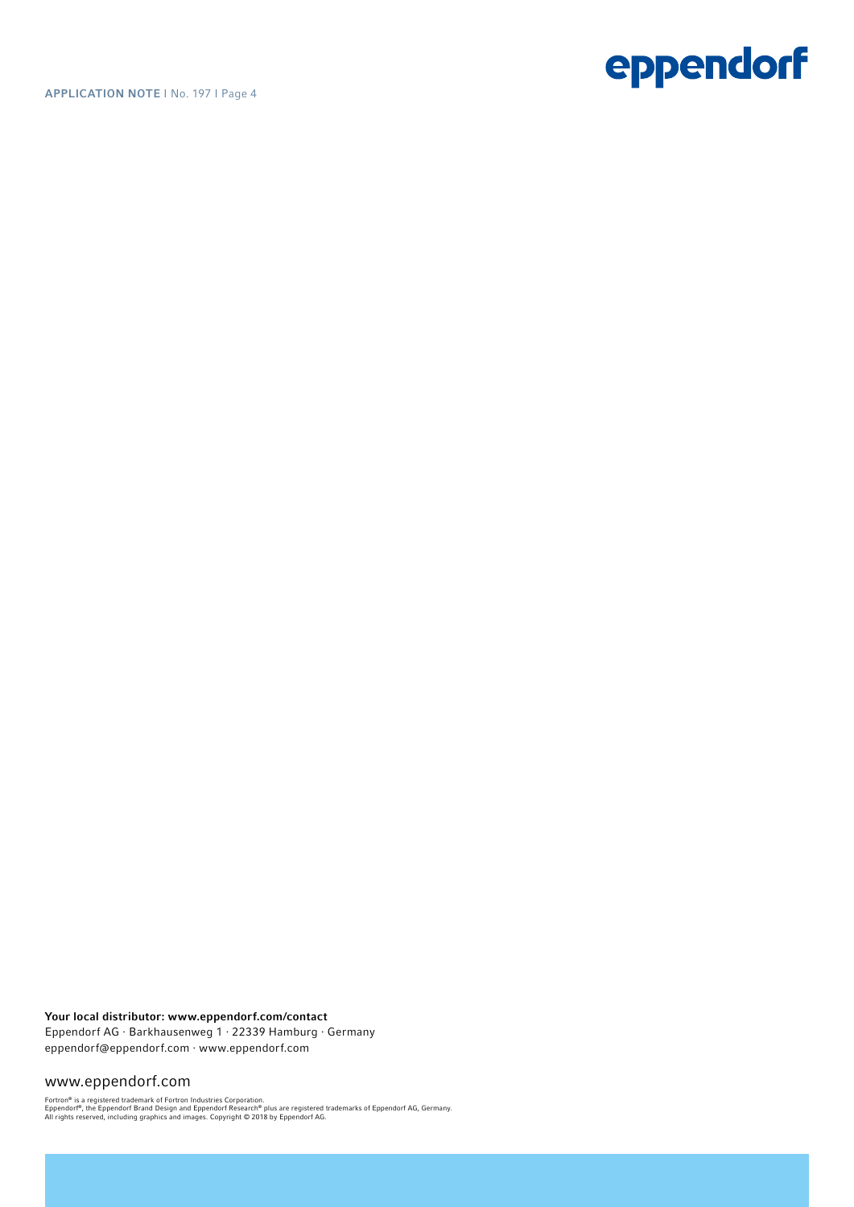**Your local distributor: www.eppendorf.com/contact**
Eppendorf AG · Barkhausenweg 1 · 22339 Hamburg · Germany
eppendorf@eppendorf.com · www.eppendorf.com

www.eppendorf.com

Fortron® is a registered trademark of Fortron Industries Corporation.
Eppendorf®, the Eppendorf Brand Design and Eppendorf Research® plus are registered trademarks of Eppendorf AG, Germany.
All rights reserved, including graphics and images. Copyright © 2018 by Eppendorf AG.